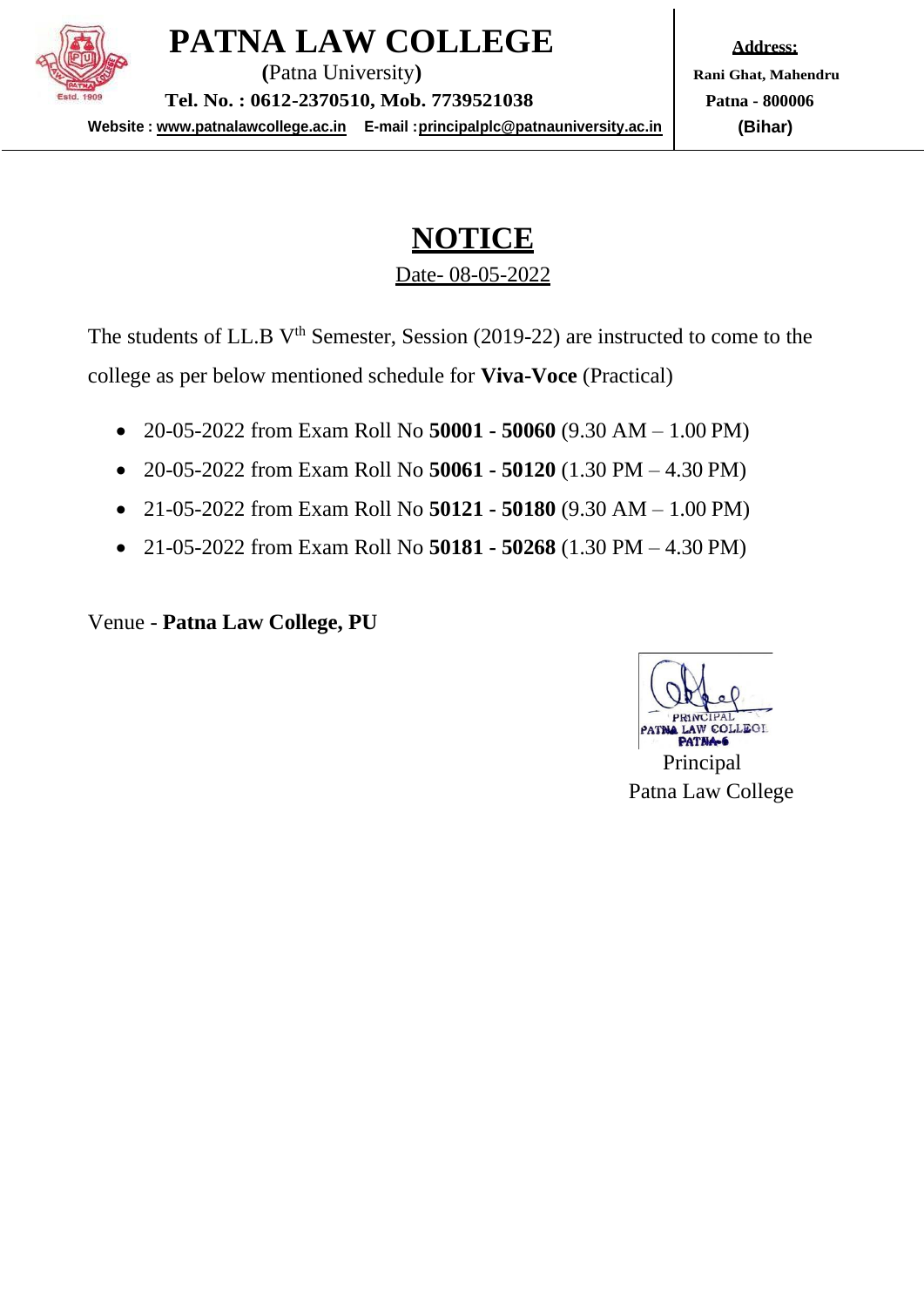# PATNA LAW COLLEGE

**(**Patna University**)**

**Tel. No. : 0612-2370510, Mob. 7739521038**

**Website : www.patnalawcollege.ac.in E-mail : principalplc@patnauniversity.ac.in**

**Address:**

**Rani Ghat, Mahendru**

**Patna - 800006**

**(Bihar)**

## NOTICE

Date- 08-05-2022

The students of LL.B V^th^ Semester, Session (2019-22) are instructed to come to the college as per below mentioned schedule for **Viva-Voce** (Practical)

- 20-05-2022 from Exam Roll No **50001 - 50060** (9.30 AM – 1.00 PM)
- 20-05-2022 from Exam Roll No **50061 - 50120** (1.30 PM – 4.30 PM)
- 21-05-2022 from Exam Roll No **50121 - 50180** (9.30 AM – 1.00 PM)
- 21-05-2022 from Exam Roll No **50181 - 50268** (1.30 PM – 4.30 PM)

Venue - **Patna Law College, PU**

PRINCIPAL
PATNA LAW COLLEGE
PATNA-6

Principal
Patna Law College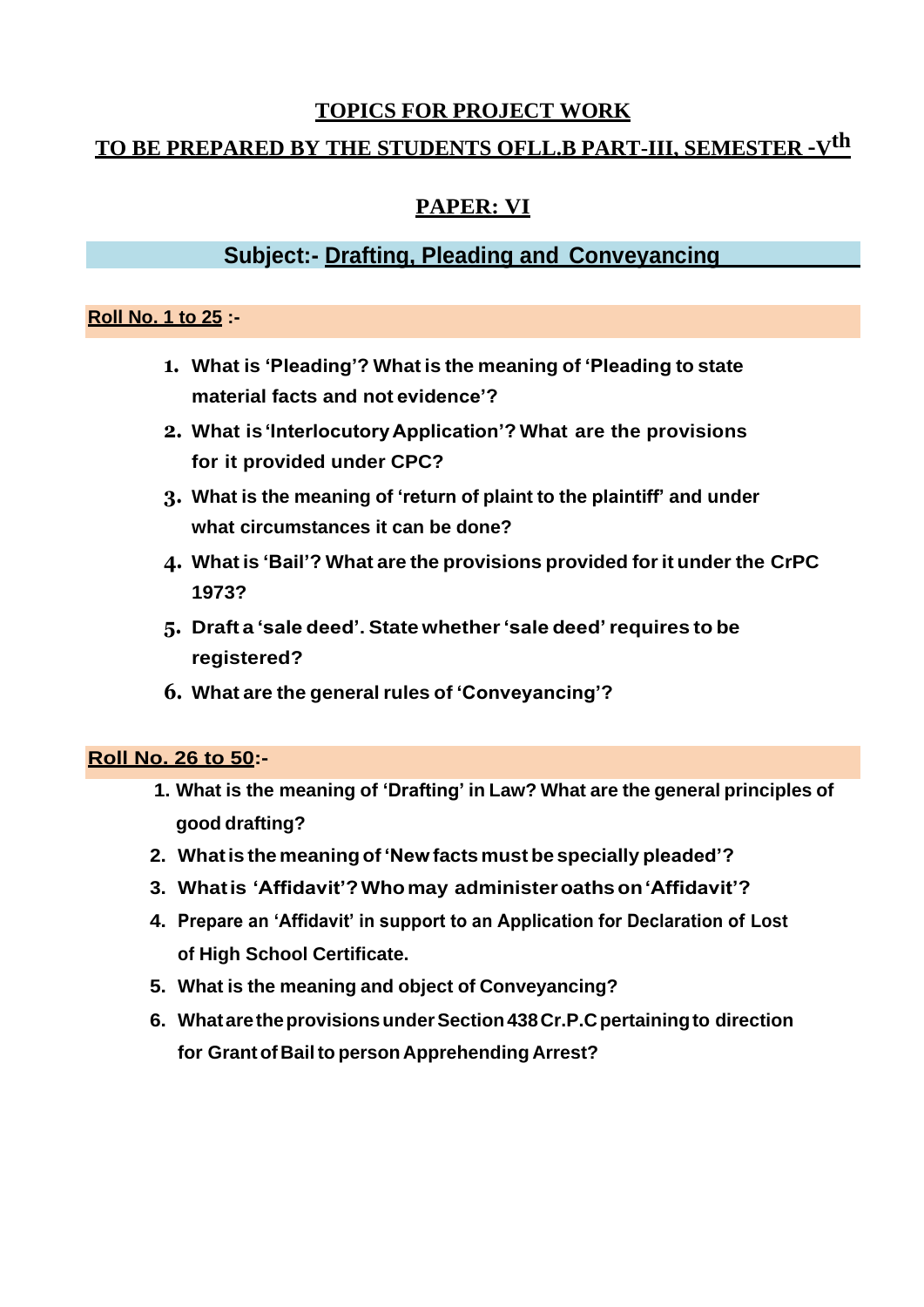## TOPICS FOR PROJECT WORK

## TO BE PREPARED BY THE STUDENTS OFLL.B PART-III, SEMESTER -V$^{th}$

## PAPER: VI

### Subject:- Drafting, Pleading and Conveyancing

**Roll No. 1 to 25 :-**

1. **What is 'Pleading'? What is the meaning of 'Pleading to state material facts and not evidence'?**
2. **What is 'Interlocutory Application'? What are the provisions for it provided under CPC?**
3. **What is the meaning of 'return of plaint to the plaintiff' and under what circumstances it can be done?**
4. **What is 'Bail'? What are the provisions provided for it under the CrPC 1973?**
5. **Draft a 'sale deed'. State whether 'sale deed' requires to be registered?**
6. **What are the general rules of 'Conveyancing'?**

**Roll No. 26 to 50:-**

1. **What is the meaning of 'Drafting' in Law? What are the general principles of good drafting?**
2. **What is the meaning of 'New facts must be specially pleaded'?**
3. **What is 'Affidavit'? Who may administer oaths on 'Affidavit'?**
4. **Prepare an 'Affidavit' in support to an Application for Declaration of Lost of High School Certificate.**
5. **What is the meaning and object of Conveyancing?**
6. **What are the provisions under Section 438 Cr.P.C pertaining to direction for Grant of Bail to person Apprehending Arrest?**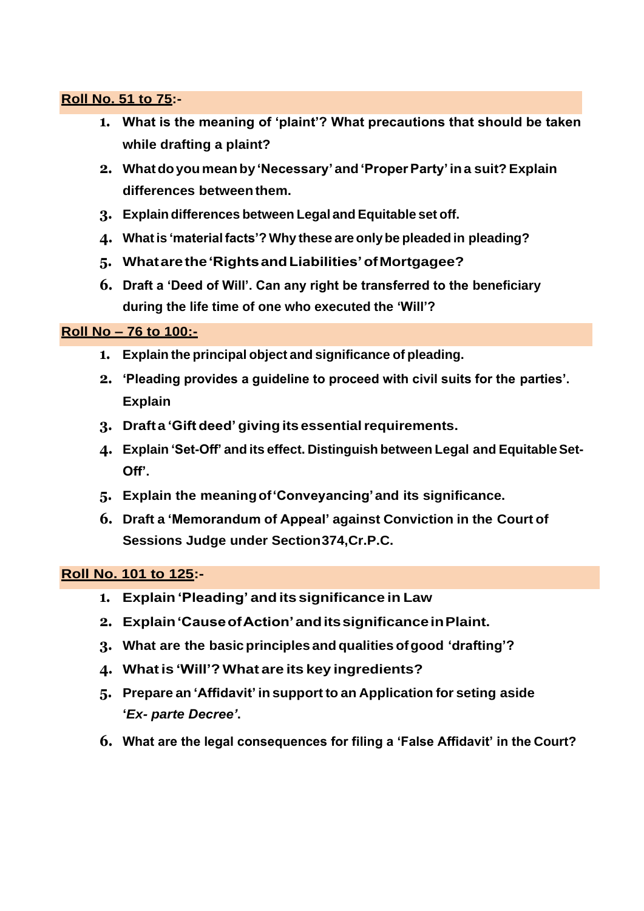**<u>Roll No. 51 to 75</u>:-**

1. **What is the meaning of 'plaint'? What precautions that should be taken while drafting a plaint?**
2. **What do you mean by 'Necessary' and 'Proper Party' in a suit? Explain differences between them.**
3. **Explain differences between Legal and Equitable set off.**
4. **What is 'material facts'? Why these are only be pleaded in pleading?**
5. **What are the 'Rights and Liabilities' of Mortgagee?**
6. **Draft a 'Deed of Will'. Can any right be transferred to the beneficiary during the life time of one who executed the 'Will'?**

**<u>Roll No – 76 to 100:-</u>**

1. **Explain the principal object and significance of pleading.**
2. **'Pleading provides a guideline to proceed with civil suits for the parties'. Explain**
3. **Draft a 'Gift deed' giving its essential requirements.**
4. **Explain 'Set-Off' and its effect. Distinguish between Legal and Equitable Set-Off'.**
5. **Explain the meaning of 'Conveyancing' and its significance.**
6. **Draft a 'Memorandum of Appeal' against Conviction in the Court of Sessions Judge under Section374,Cr.P.C.**

**<u>Roll No. 101 to 125</u>:-**

1. **Explain 'Pleading' and its significance in Law**
2. **Explain 'Cause of Action' and its significance in Plaint.**
3. **What are the basic principles and qualities of good 'drafting'?**
4. **What is 'Will'? What are its key ingredients?**
5. **Prepare an 'Affidavit' in support to an Application for seting aside '*Ex- parte Decree'*.**
6. **What are the legal consequences for filing a 'False Affidavit' in the Court?**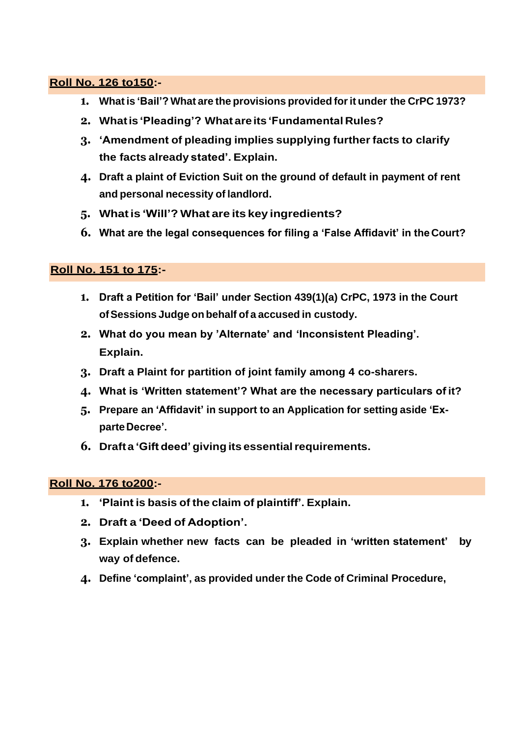**<u>Roll No. 126 to150</u>:-**

1. **What is 'Bail'? What are the provisions provided for it under the CrPC 1973?**
2. **What is 'Pleading'? What are its 'Fundamental Rules?**
3. **'Amendment of pleading implies supplying further facts to clarify the facts already stated'. Explain.**
4. **Draft a plaint of Eviction Suit on the ground of default in payment of rent and personal necessity of landlord.**
5. **What is 'Will'? What are its key ingredients?**
6. **What are the legal consequences for filing a 'False Affidavit' in the Court?**

**<u>Roll No. 151 to 175</u>:-**

1. **Draft a Petition for 'Bail' under Section 439(1)(a) CrPC, 1973 in the Court of Sessions Judge on behalf of a accused in custody.**
2. **What do you mean by 'Alternate' and 'Inconsistent Pleading'. Explain.**
3. **Draft a Plaint for partition of joint family among 4 co-sharers.**
4. **What is 'Written statement'? What are the necessary particulars of it?**
5. **Prepare an 'Affidavit' in support to an Application for setting aside 'Ex-parte Decree'.**
6. **Draft a 'Gift deed' giving its essential requirements.**

**<u>Roll No. 176 to200</u>:-**

1. **'Plaint is basis of the claim of plaintiff'. Explain.**
2. **Draft a 'Deed of Adoption'.**
3. **Explain whether new facts can be pleaded in 'written statement' by way of defence.**
4. **Define 'complaint', as provided under the Code of Criminal Procedure,**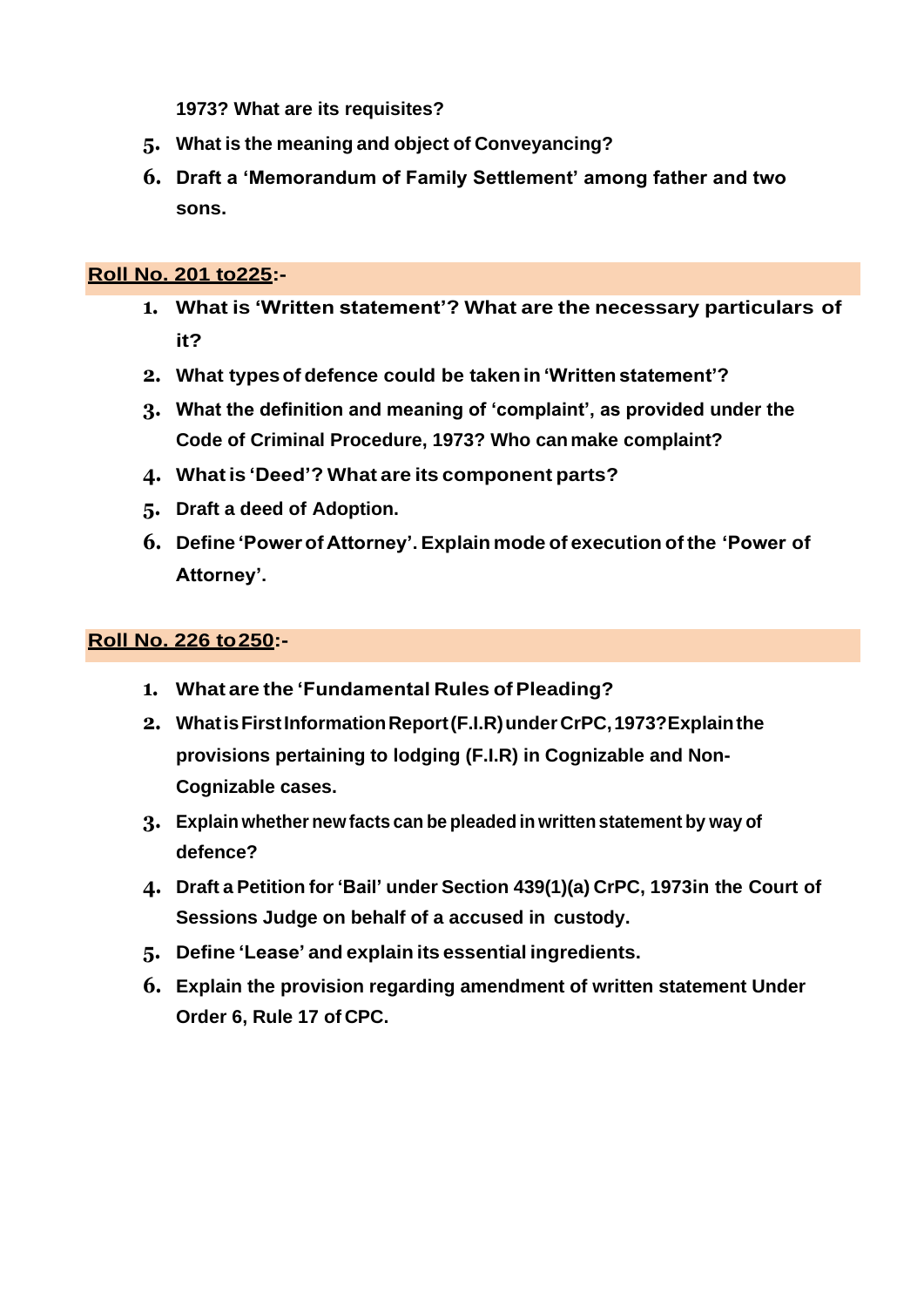**1973? What are its requisites?**

5. **What is the meaning and object of Conveyancing?**
6. **Draft a 'Memorandum of Family Settlement' among father and two sons.**

## Roll No. 201 to225:-

1. **What is 'Written statement'? What are the necessary particulars of it?**
2. **What types of defence could be taken in 'Written statement'?**
3. **What the definition and meaning of 'complaint', as provided under the Code of Criminal Procedure, 1973? Who can make complaint?**
4. **What is 'Deed'? What are its component parts?**
5. **Draft a deed of Adoption.**
6. **Define 'Power of Attorney'. Explain mode of execution of the 'Power of Attorney'.**

## Roll No. 226 to250:-

1. **What are the 'Fundamental Rules of Pleading?**
2. **What is First Information Report (F.I.R) under CrPC, 1973? Explain the provisions pertaining to lodging (F.I.R) in Cognizable and Non-Cognizable cases.**
3. **Explain whether new facts can be pleaded in written statement by way of defence?**
4. **Draft a Petition for 'Bail' under Section 439(1)(a) CrPC, 1973in the Court of Sessions Judge on behalf of a accused in custody.**
5. **Define 'Lease' and explain its essential ingredients.**
6. **Explain the provision regarding amendment of written statement Under Order 6, Rule 17 of CPC.**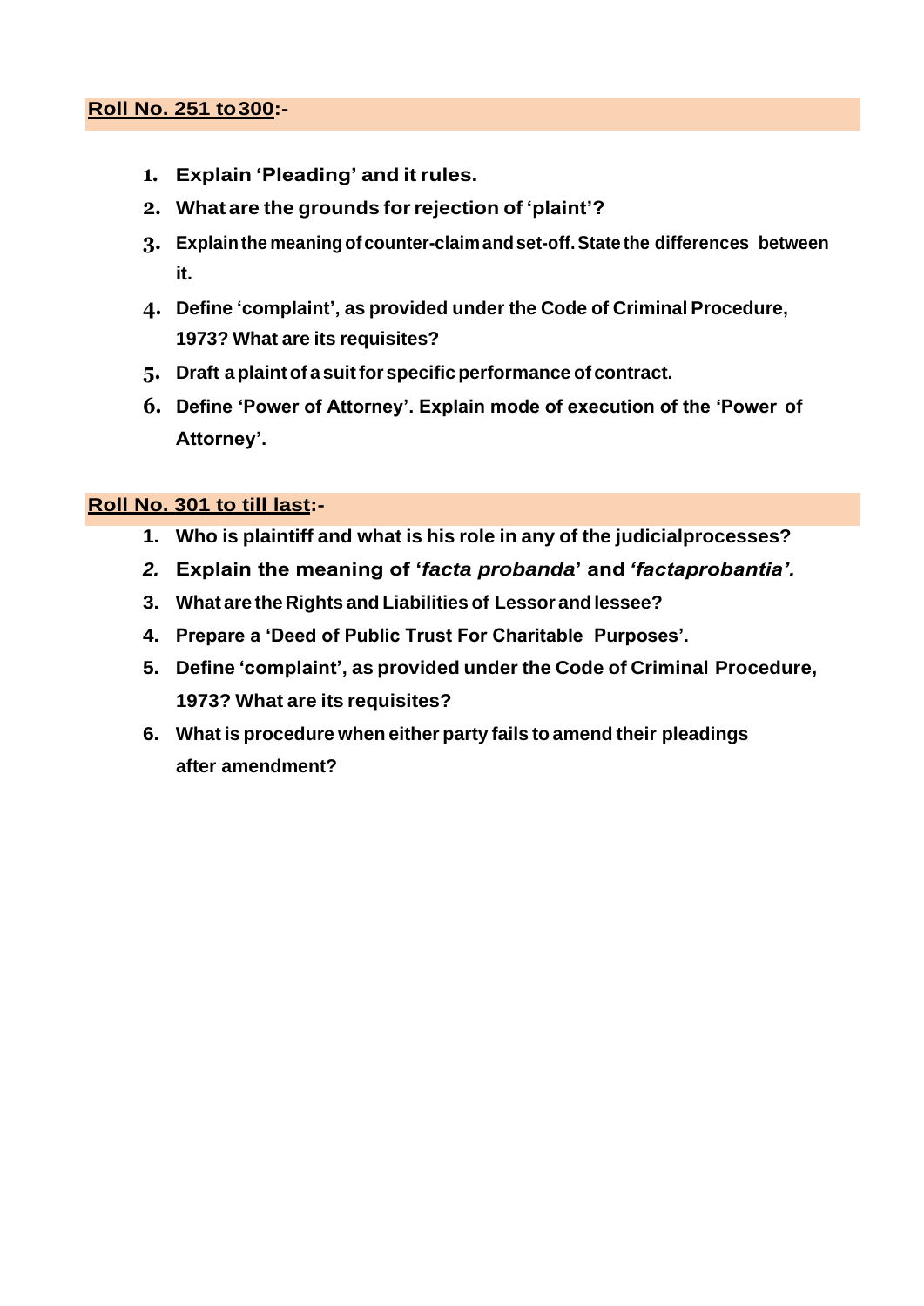**Roll No. 251 to300:-**

1. **Explain 'Pleading' and it rules.**
2. **What are the grounds for rejection of 'plaint'?**
3. **Explain the meaning of counter-claim and set-off. State the differences between it.**
4. **Define 'complaint', as provided under the Code of Criminal Procedure, 1973? What are its requisites?**
5. **Draft a plaint of a suit for specific performance of contract.**
6. **Define 'Power of Attorney'. Explain mode of execution of the 'Power of Attorney'.**

**Roll No. 301 to till last:-**

1. **Who is plaintiff and what is his role in any of the judicialprocesses?**
2. **Explain the meaning of '*facta probanda*' and *'factaprobantia'.***
3. **What are the Rights and Liabilities of Lessor and lessee?**
4. **Prepare a 'Deed of Public Trust For Charitable Purposes'.**
5. **Define 'complaint', as provided under the Code of Criminal Procedure, 1973? What are its requisites?**
6. **What is procedure when either party fails to amend their pleadings after amendment?**